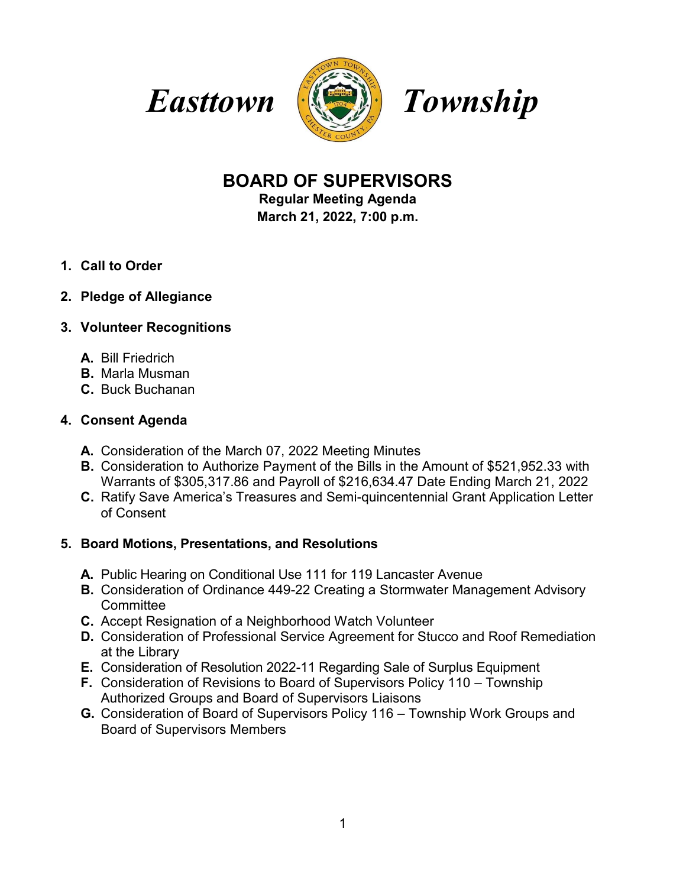# Easttown Township

## BOARD OF SUPERVISORS

**Regular Meeting Agenda**
**March 21, 2022, 7:00 p.m.**

1. **Call to Order**

2. **Pledge of Allegiance**

3. **Volunteer Recognitions**

   **A.** Bill Friedrich
   **B.** Marla Musman
   **C.** Buck Buchanan

4. **Consent Agenda**

   **A.** Consideration of the March 07, 2022 Meeting Minutes
   **B.** Consideration to Authorize Payment of the Bills in the Amount of $521,952.33 with Warrants of $305,317.86 and Payroll of $216,634.47 Date Ending March 21, 2022
   **C.** Ratify Save America's Treasures and Semi-quincentennial Grant Application Letter of Consent

5. **Board Motions, Presentations, and Resolutions**

   **A.** Public Hearing on Conditional Use 111 for 119 Lancaster Avenue
   **B.** Consideration of Ordinance 449-22 Creating a Stormwater Management Advisory Committee
   **C.** Accept Resignation of a Neighborhood Watch Volunteer
   **D.** Consideration of Professional Service Agreement for Stucco and Roof Remediation at the Library
   **E.** Consideration of Resolution 2022-11 Regarding Sale of Surplus Equipment
   **F.** Consideration of Revisions to Board of Supervisors Policy 110 – Township Authorized Groups and Board of Supervisors Liaisons
   **G.** Consideration of Board of Supervisors Policy 116 – Township Work Groups and Board of Supervisors Members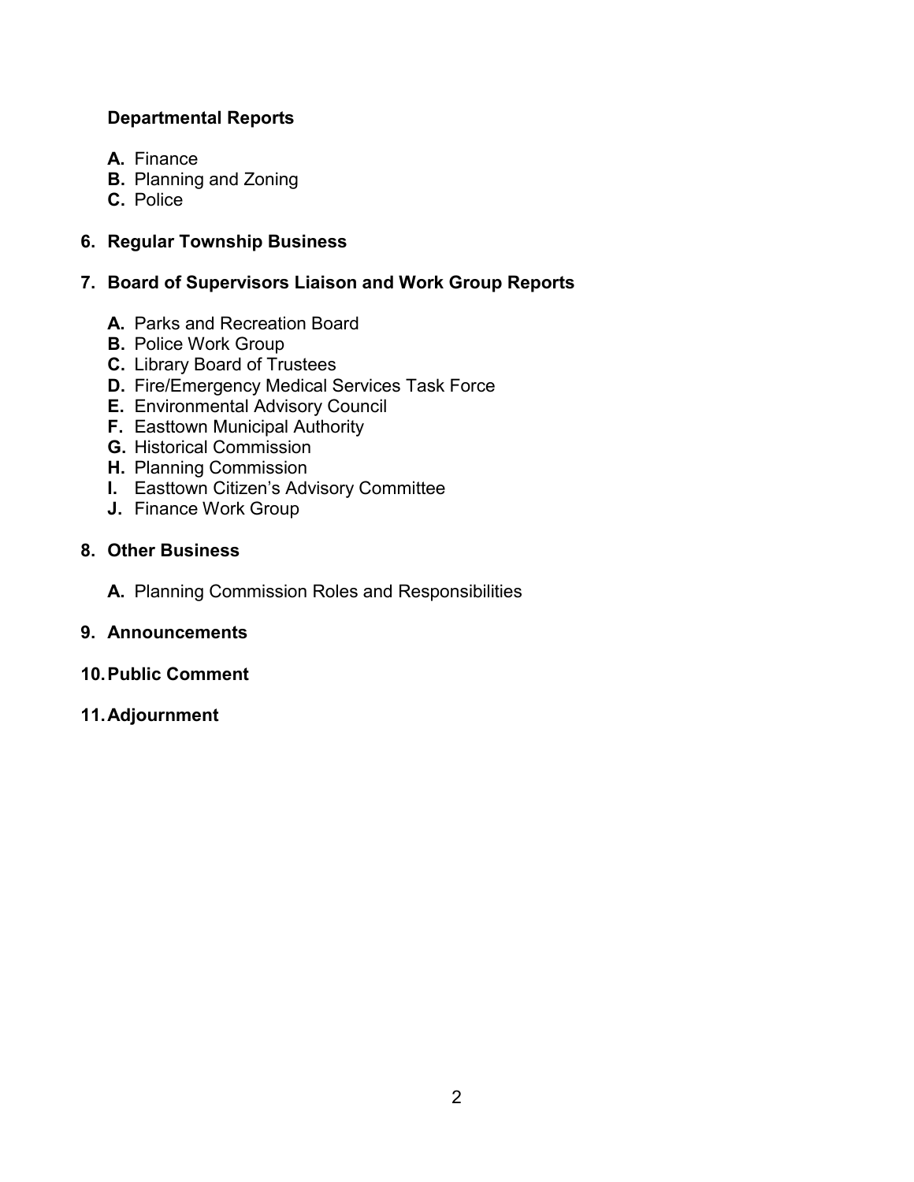**Departmental Reports**

- **A.** Finance
- **B.** Planning and Zoning
- **C.** Police

**6. Regular Township Business**

**7. Board of Supervisors Liaison and Work Group Reports**

- **A.** Parks and Recreation Board
- **B.** Police Work Group
- **C.** Library Board of Trustees
- **D.** Fire/Emergency Medical Services Task Force
- **E.** Environmental Advisory Council
- **F.** Easttown Municipal Authority
- **G.** Historical Commission
- **H.** Planning Commission
- **I.** Easttown Citizen's Advisory Committee
- **J.** Finance Work Group

**8. Other Business**

- **A.** Planning Commission Roles and Responsibilities

**9. Announcements**

**10. Public Comment**

**11. Adjournment**